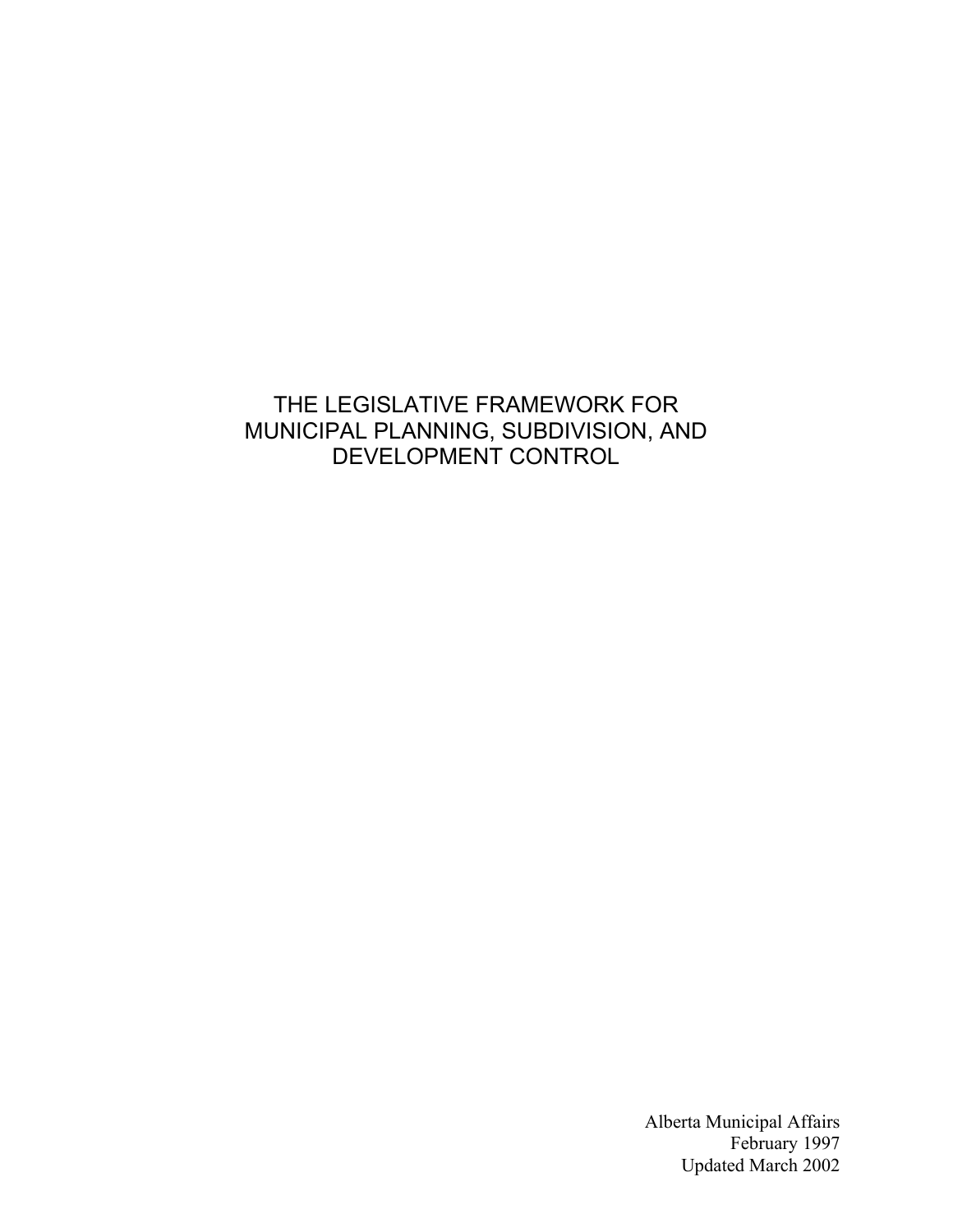# THE LEGISLATIVE FRAMEWORK FOR MUNICIPAL PLANNING, SUBDIVISION, AND DEVELOPMENT CONTROL

Alberta Municipal Affairs
February 1997
Updated March 2002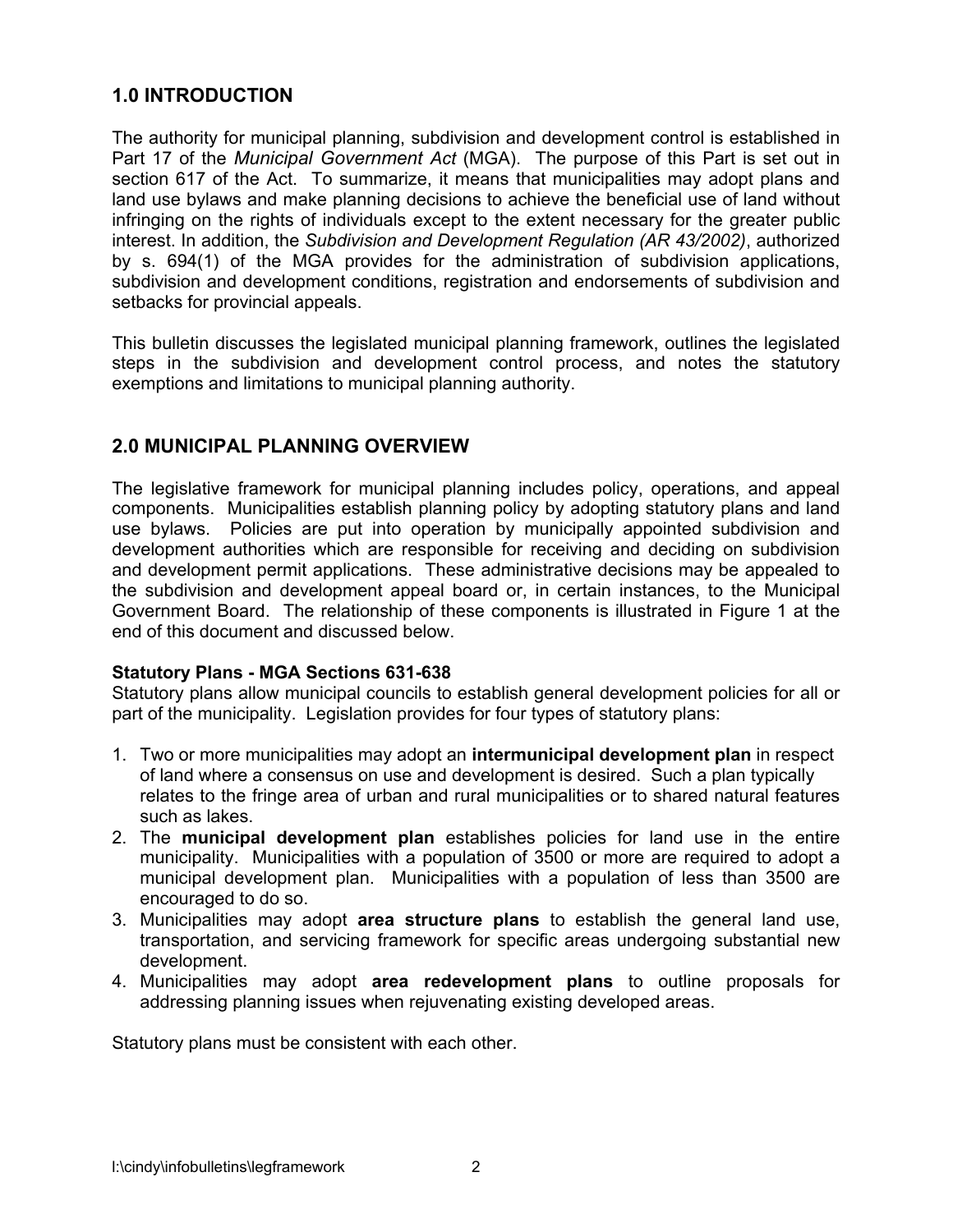## 1.0 INTRODUCTION

The authority for municipal planning, subdivision and development control is established in Part 17 of the *Municipal Government Act* (MGA). The purpose of this Part is set out in section 617 of the Act. To summarize, it means that municipalities may adopt plans and land use bylaws and make planning decisions to achieve the beneficial use of land without infringing on the rights of individuals except to the extent necessary for the greater public interest. In addition, the *Subdivision and Development Regulation (AR 43/2002)*, authorized by s. 694(1) of the MGA provides for the administration of subdivision applications, subdivision and development conditions, registration and endorsements of subdivision and setbacks for provincial appeals.

This bulletin discusses the legislated municipal planning framework, outlines the legislated steps in the subdivision and development control process, and notes the statutory exemptions and limitations to municipal planning authority.

## 2.0 MUNICIPAL PLANNING OVERVIEW

The legislative framework for municipal planning includes policy, operations, and appeal components. Municipalities establish planning policy by adopting statutory plans and land use bylaws. Policies are put into operation by municipally appointed subdivision and development authorities which are responsible for receiving and deciding on subdivision and development permit applications. These administrative decisions may be appealed to the subdivision and development appeal board or, in certain instances, to the Municipal Government Board. The relationship of these components is illustrated in Figure 1 at the end of this document and discussed below.

**Statutory Plans - MGA Sections 631-638**

Statutory plans allow municipal councils to establish general development policies for all or part of the municipality. Legislation provides for four types of statutory plans:

1. Two or more municipalities may adopt an **intermunicipal development plan** in respect of land where a consensus on use and development is desired. Such a plan typically relates to the fringe area of urban and rural municipalities or to shared natural features such as lakes.
2. The **municipal development plan** establishes policies for land use in the entire municipality. Municipalities with a population of 3500 or more are required to adopt a municipal development plan. Municipalities with a population of less than 3500 are encouraged to do so.
3. Municipalities may adopt **area structure plans** to establish the general land use, transportation, and servicing framework for specific areas undergoing substantial new development.
4. Municipalities may adopt **area redevelopment plans** to outline proposals for addressing planning issues when rejuvenating existing developed areas.

Statutory plans must be consistent with each other.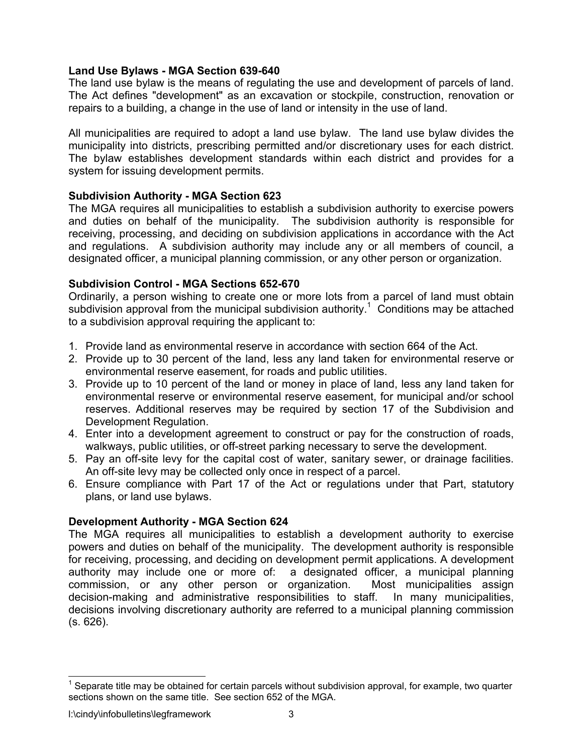**Land Use Bylaws - MGA Section 639-640**

The land use bylaw is the means of regulating the use and development of parcels of land. The Act defines "development" as an excavation or stockpile, construction, renovation or repairs to a building, a change in the use of land or intensity in the use of land.

All municipalities are required to adopt a land use bylaw. The land use bylaw divides the municipality into districts, prescribing permitted and/or discretionary uses for each district. The bylaw establishes development standards within each district and provides for a system for issuing development permits.

**Subdivision Authority - MGA Section 623**

The MGA requires all municipalities to establish a subdivision authority to exercise powers and duties on behalf of the municipality. The subdivision authority is responsible for receiving, processing, and deciding on subdivision applications in accordance with the Act and regulations. A subdivision authority may include any or all members of council, a designated officer, a municipal planning commission, or any other person or organization.

**Subdivision Control - MGA Sections 652-670**

Ordinarily, a person wishing to create one or more lots from a parcel of land must obtain subdivision approval from the municipal subdivision authority.[1] Conditions may be attached to a subdivision approval requiring the applicant to:

1. Provide land as environmental reserve in accordance with section 664 of the Act.
2. Provide up to 30 percent of the land, less any land taken for environmental reserve or environmental reserve easement, for roads and public utilities.
3. Provide up to 10 percent of the land or money in place of land, less any land taken for environmental reserve or environmental reserve easement, for municipal and/or school reserves. Additional reserves may be required by section 17 of the Subdivision and Development Regulation.
4. Enter into a development agreement to construct or pay for the construction of roads, walkways, public utilities, or off-street parking necessary to serve the development.
5. Pay an off-site levy for the capital cost of water, sanitary sewer, or drainage facilities. An off-site levy may be collected only once in respect of a parcel.
6. Ensure compliance with Part 17 of the Act or regulations under that Part, statutory plans, or land use bylaws.

**Development Authority - MGA Section 624**

The MGA requires all municipalities to establish a development authority to exercise powers and duties on behalf of the municipality. The development authority is responsible for receiving, processing, and deciding on development permit applications. A development authority may include one or more of: a designated officer, a municipal planning commission, or any other person or organization. Most municipalities assign decision-making and administrative responsibilities to staff. In many municipalities, decisions involving discretionary authority are referred to a municipal planning commission (s. 626).

---

[1] Separate title may be obtained for certain parcels without subdivision approval, for example, two quarter sections shown on the same title. See section 652 of the MGA.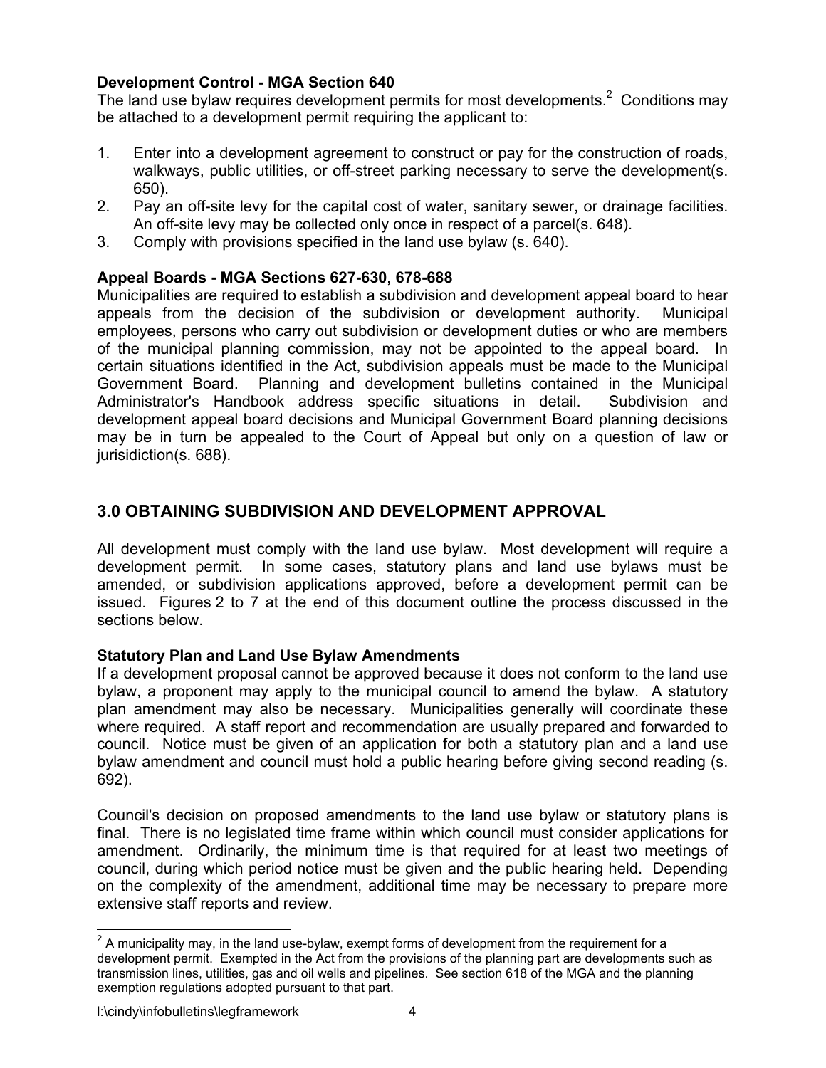**Development Control - MGA Section 640**

The land use bylaw requires development permits for most developments.[2] Conditions may be attached to a development permit requiring the applicant to:

1. Enter into a development agreement to construct or pay for the construction of roads, walkways, public utilities, or off-street parking necessary to serve the development(s. 650).
2. Pay an off-site levy for the capital cost of water, sanitary sewer, or drainage facilities. An off-site levy may be collected only once in respect of a parcel(s. 648).
3. Comply with provisions specified in the land use bylaw (s. 640).

**Appeal Boards - MGA Sections 627-630, 678-688**

Municipalities are required to establish a subdivision and development appeal board to hear appeals from the decision of the subdivision or development authority. Municipal employees, persons who carry out subdivision or development duties or who are members of the municipal planning commission, may not be appointed to the appeal board. In certain situations identified in the Act, subdivision appeals must be made to the Municipal Government Board. Planning and development bulletins contained in the Municipal Administrator's Handbook address specific situations in detail. Subdivision and development appeal board decisions and Municipal Government Board planning decisions may be in turn be appealed to the Court of Appeal but only on a question of law or jurisidiction(s. 688).

## 3.0 OBTAINING SUBDIVISION AND DEVELOPMENT APPROVAL

All development must comply with the land use bylaw. Most development will require a development permit. In some cases, statutory plans and land use bylaws must be amended, or subdivision applications approved, before a development permit can be issued. Figures 2 to 7 at the end of this document outline the process discussed in the sections below.

**Statutory Plan and Land Use Bylaw Amendments**

If a development proposal cannot be approved because it does not conform to the land use bylaw, a proponent may apply to the municipal council to amend the bylaw. A statutory plan amendment may also be necessary. Municipalities generally will coordinate these where required. A staff report and recommendation are usually prepared and forwarded to council. Notice must be given of an application for both a statutory plan and a land use bylaw amendment and council must hold a public hearing before giving second reading (s. 692).

Council's decision on proposed amendments to the land use bylaw or statutory plans is final. There is no legislated time frame within which council must consider applications for amendment. Ordinarily, the minimum time is that required for at least two meetings of council, during which period notice must be given and the public hearing held. Depending on the complexity of the amendment, additional time may be necessary to prepare more extensive staff reports and review.

---

[2] A municipality may, in the land use-bylaw, exempt forms of development from the requirement for a development permit. Exempted in the Act from the provisions of the planning part are developments such as transmission lines, utilities, gas and oil wells and pipelines. See section 618 of the MGA and the planning exemption regulations adopted pursuant to that part.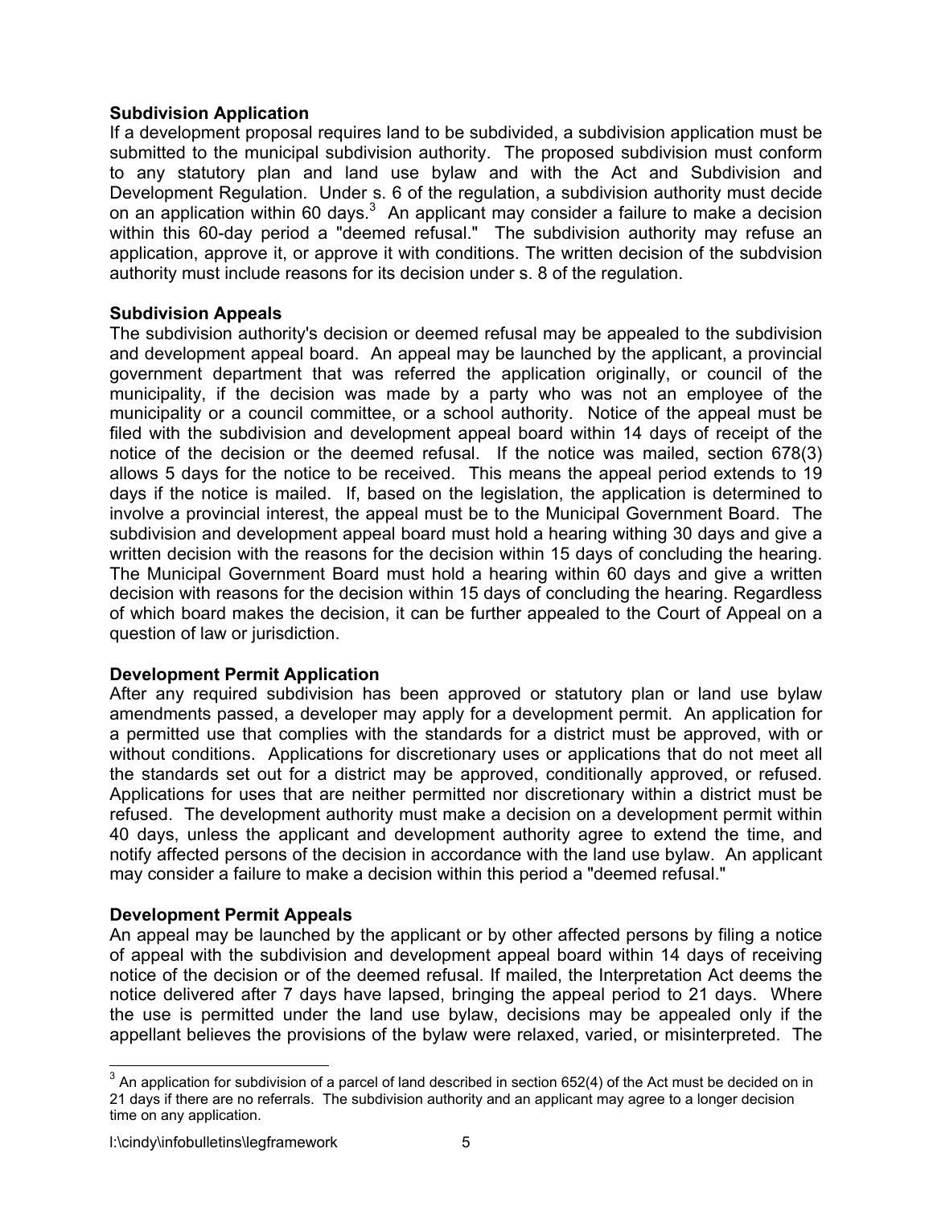**Subdivision Application**

If a development proposal requires land to be subdivided, a subdivision application must be submitted to the municipal subdivision authority. The proposed subdivision must conform to any statutory plan and land use bylaw and with the Act and Subdivision and Development Regulation. Under s. 6 of the regulation, a subdivision authority must decide on an application within 60 days.[3] An applicant may consider a failure to make a decision within this 60-day period a "deemed refusal." The subdivision authority may refuse an application, approve it, or approve it with conditions. The written decision of the subdvision authority must include reasons for its decision under s. 8 of the regulation.

**Subdivision Appeals**

The subdivision authority's decision or deemed refusal may be appealed to the subdivision and development appeal board. An appeal may be launched by the applicant, a provincial government department that was referred the application originally, or council of the municipality, if the decision was made by a party who was not an employee of the municipality or a council committee, or a school authority. Notice of the appeal must be filed with the subdivision and development appeal board within 14 days of receipt of the notice of the decision or the deemed refusal. If the notice was mailed, section 678(3) allows 5 days for the notice to be received. This means the appeal period extends to 19 days if the notice is mailed. If, based on the legislation, the application is determined to involve a provincial interest, the appeal must be to the Municipal Government Board. The subdivision and development appeal board must hold a hearing withing 30 days and give a written decision with the reasons for the decision within 15 days of concluding the hearing. The Municipal Government Board must hold a hearing within 60 days and give a written decision with reasons for the decision within 15 days of concluding the hearing. Regardless of which board makes the decision, it can be further appealed to the Court of Appeal on a question of law or jurisdiction.

**Development Permit Application**

After any required subdivision has been approved or statutory plan or land use bylaw amendments passed, a developer may apply for a development permit. An application for a permitted use that complies with the standards for a district must be approved, with or without conditions. Applications for discretionary uses or applications that do not meet all the standards set out for a district may be approved, conditionally approved, or refused. Applications for uses that are neither permitted nor discretionary within a district must be refused. The development authority must make a decision on a development permit within 40 days, unless the applicant and development authority agree to extend the time, and notify affected persons of the decision in accordance with the land use bylaw. An applicant may consider a failure to make a decision within this period a "deemed refusal."

**Development Permit Appeals**

An appeal may be launched by the applicant or by other affected persons by filing a notice of appeal with the subdivision and development appeal board within 14 days of receiving notice of the decision or of the deemed refusal. If mailed, the Interpretation Act deems the notice delivered after 7 days have lapsed, bringing the appeal period to 21 days. Where the use is permitted under the land use bylaw, decisions may be appealed only if the appellant believes the provisions of the bylaw were relaxed, varied, or misinterpreted. The

---

[3] An application for subdivision of a parcel of land described in section 652(4) of the Act must be decided on in 21 days if there are no referrals. The subdivision authority and an applicant may agree to a longer decision time on any application.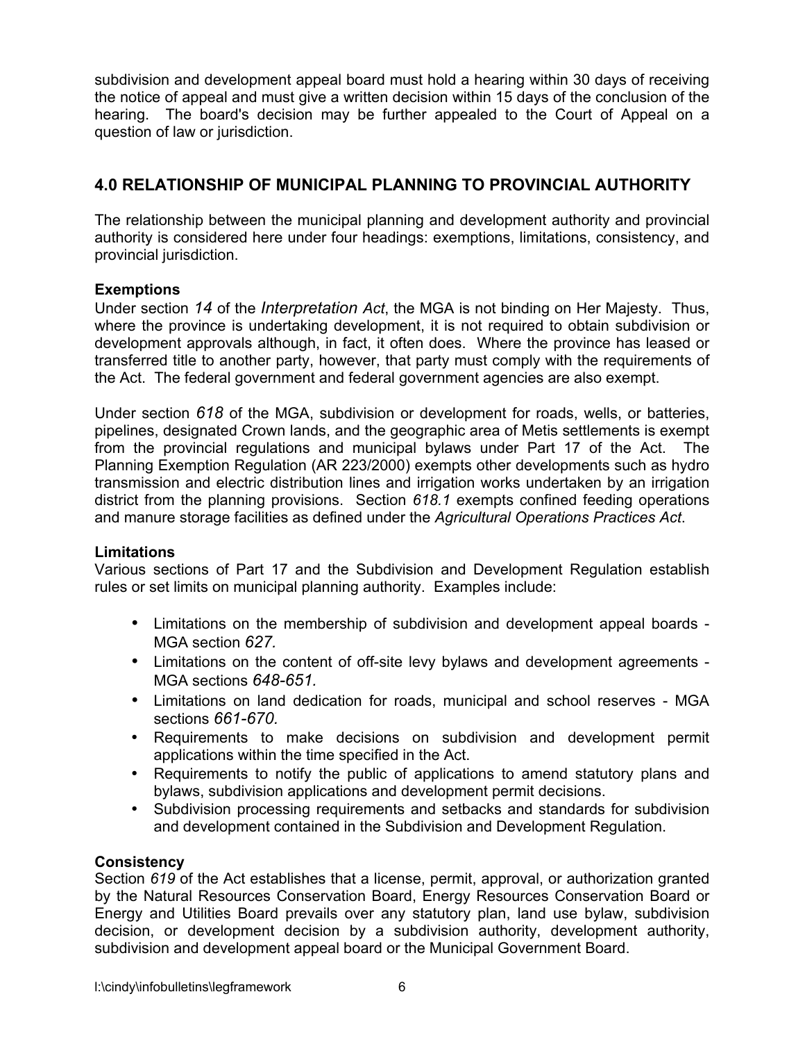subdivision and development appeal board must hold a hearing within 30 days of receiving the notice of appeal and must give a written decision within 15 days of the conclusion of the hearing. The board's decision may be further appealed to the Court of Appeal on a question of law or jurisdiction.

## 4.0 RELATIONSHIP OF MUNICIPAL PLANNING TO PROVINCIAL AUTHORITY

The relationship between the municipal planning and development authority and provincial authority is considered here under four headings: exemptions, limitations, consistency, and provincial jurisdiction.

**Exemptions**

Under section *14* of the *Interpretation Act*, the MGA is not binding on Her Majesty. Thus, where the province is undertaking development, it is not required to obtain subdivision or development approvals although, in fact, it often does. Where the province has leased or transferred title to another party, however, that party must comply with the requirements of the Act. The federal government and federal government agencies are also exempt.

Under section *618* of the MGA, subdivision or development for roads, wells, or batteries, pipelines, designated Crown lands, and the geographic area of Metis settlements is exempt from the provincial regulations and municipal bylaws under Part 17 of the Act. The Planning Exemption Regulation (AR 223/2000) exempts other developments such as hydro transmission and electric distribution lines and irrigation works undertaken by an irrigation district from the planning provisions. Section *618.1* exempts confined feeding operations and manure storage facilities as defined under the *Agricultural Operations Practices Act*.

**Limitations**

Various sections of Part 17 and the Subdivision and Development Regulation establish rules or set limits on municipal planning authority. Examples include:

- Limitations on the membership of subdivision and development appeal boards - MGA section *627.*
- Limitations on the content of off-site levy bylaws and development agreements - MGA sections *648-651.*
- Limitations on land dedication for roads, municipal and school reserves - MGA sections *661-670.*
- Requirements to make decisions on subdivision and development permit applications within the time specified in the Act.
- Requirements to notify the public of applications to amend statutory plans and bylaws, subdivision applications and development permit decisions.
- Subdivision processing requirements and setbacks and standards for subdivision and development contained in the Subdivision and Development Regulation.

**Consistency**

Section *619* of the Act establishes that a license, permit, approval, or authorization granted by the Natural Resources Conservation Board, Energy Resources Conservation Board or Energy and Utilities Board prevails over any statutory plan, land use bylaw, subdivision decision, or development decision by a subdivision authority, development authority, subdivision and development appeal board or the Municipal Government Board.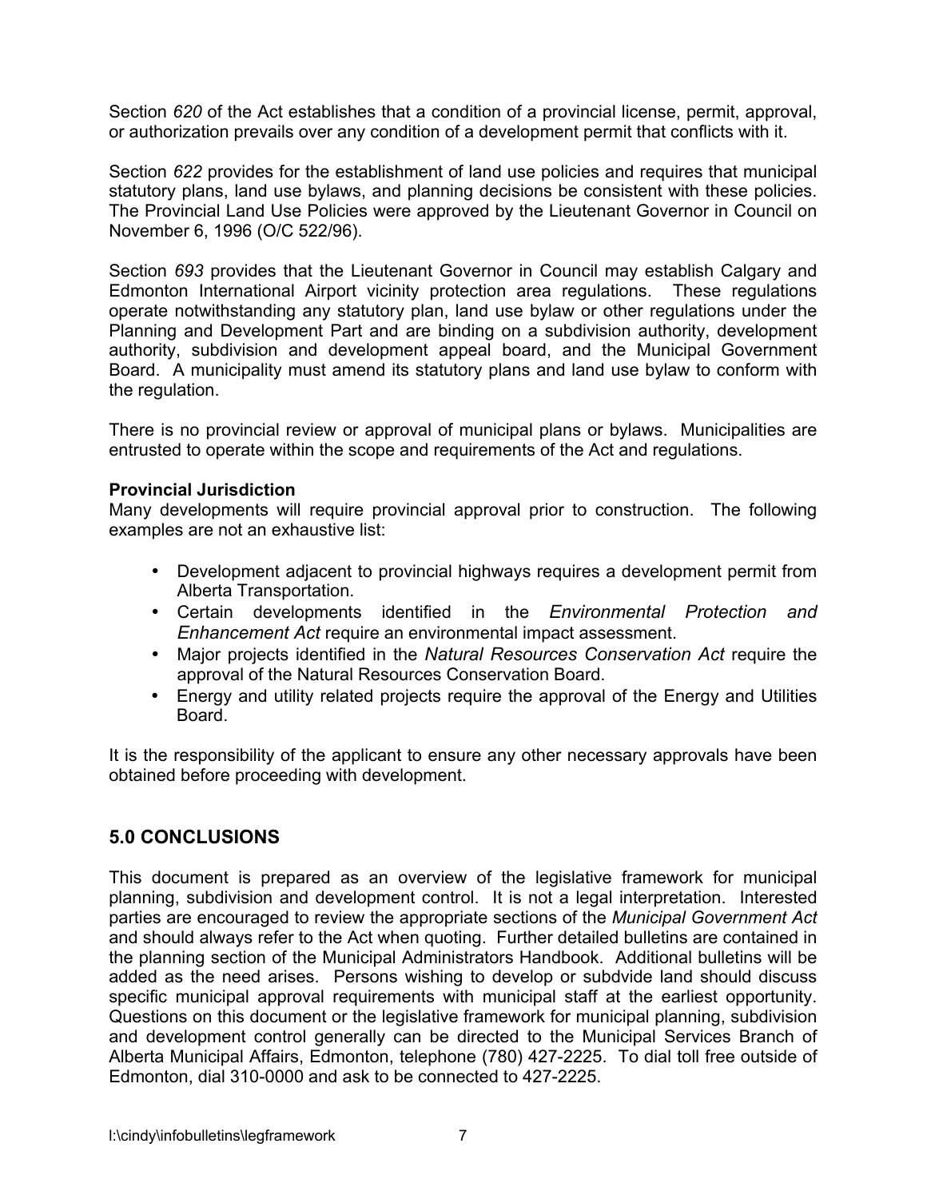Section *620* of the Act establishes that a condition of a provincial license, permit, approval, or authorization prevails over any condition of a development permit that conflicts with it.

Section *622* provides for the establishment of land use policies and requires that municipal statutory plans, land use bylaws, and planning decisions be consistent with these policies. The Provincial Land Use Policies were approved by the Lieutenant Governor in Council on November 6, 1996 (O/C 522/96).

Section *693* provides that the Lieutenant Governor in Council may establish Calgary and Edmonton International Airport vicinity protection area regulations. These regulations operate notwithstanding any statutory plan, land use bylaw or other regulations under the Planning and Development Part and are binding on a subdivision authority, development authority, subdivision and development appeal board, and the Municipal Government Board. A municipality must amend its statutory plans and land use bylaw to conform with the regulation.

There is no provincial review or approval of municipal plans or bylaws. Municipalities are entrusted to operate within the scope and requirements of the Act and regulations.

**Provincial Jurisdiction**

Many developments will require provincial approval prior to construction. The following examples are not an exhaustive list:

- Development adjacent to provincial highways requires a development permit from Alberta Transportation.
- Certain developments identified in the *Environmental Protection and Enhancement Act* require an environmental impact assessment.
- Major projects identified in the *Natural Resources Conservation Act* require the approval of the Natural Resources Conservation Board.
- Energy and utility related projects require the approval of the Energy and Utilities Board.

It is the responsibility of the applicant to ensure any other necessary approvals have been obtained before proceeding with development.

## 5.0 CONCLUSIONS

This document is prepared as an overview of the legislative framework for municipal planning, subdivision and development control. It is not a legal interpretation. Interested parties are encouraged to review the appropriate sections of the *Municipal Government Act* and should always refer to the Act when quoting. Further detailed bulletins are contained in the planning section of the Municipal Administrators Handbook. Additional bulletins will be added as the need arises. Persons wishing to develop or subdvide land should discuss specific municipal approval requirements with municipal staff at the earliest opportunity. Questions on this document or the legislative framework for municipal planning, subdivision and development control generally can be directed to the Municipal Services Branch of Alberta Municipal Affairs, Edmonton, telephone (780) 427-2225. To dial toll free outside of Edmonton, dial 310-0000 and ask to be connected to 427-2225.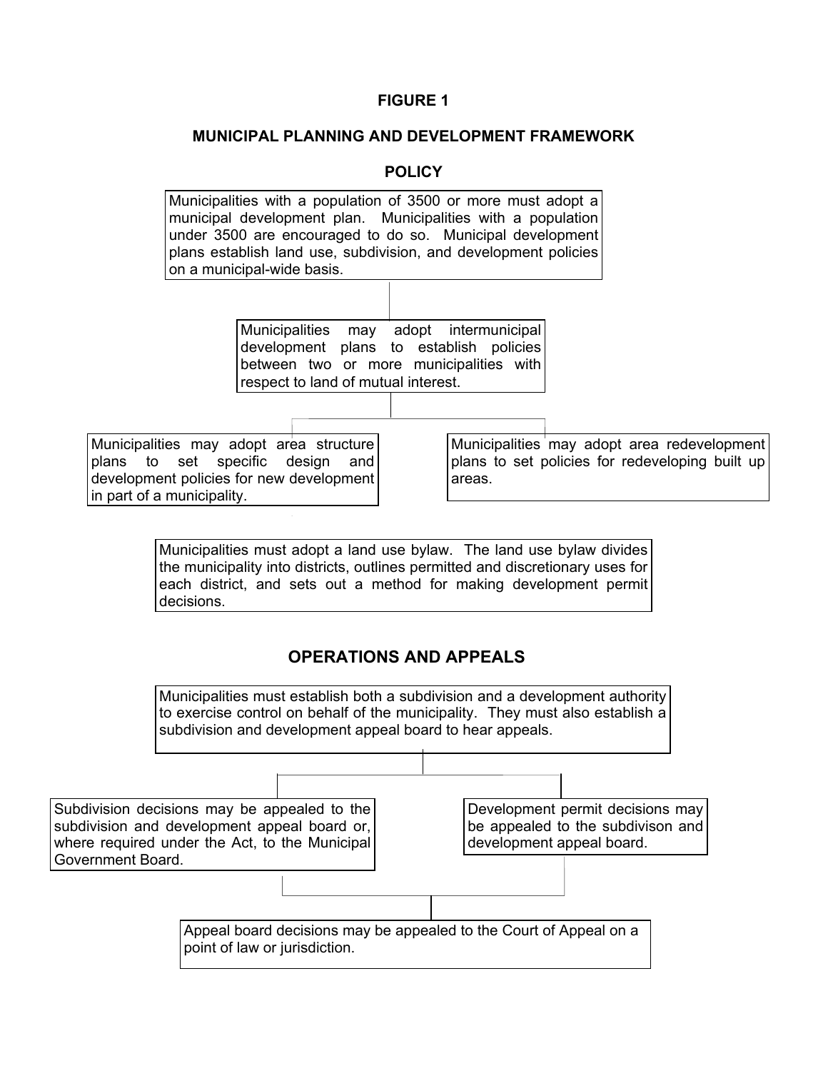**FIGURE 1**

**MUNICIPAL PLANNING AND DEVELOPMENT FRAMEWORK**

**POLICY**

Municipalities with a population of 3500 or more must adopt a municipal development plan. Municipalities with a population under 3500 are encouraged to do so. Municipal development plans establish land use, subdivision, and development policies on a municipal-wide basis.

Municipalities may adopt intermunicipal development plans to establish policies between two or more municipalities with respect to land of mutual interest.

Municipalities may adopt area structure plans to set specific design and development policies for new development in part of a municipality.

Municipalities may adopt area redevelopment plans to set policies for redeveloping built up areas.

Municipalities must adopt a land use bylaw. The land use bylaw divides the municipality into districts, outlines permitted and discretionary uses for each district, and sets out a method for making development permit decisions.

**OPERATIONS AND APPEALS**

Municipalities must establish both a subdivision and a development authority to exercise control on behalf of the municipality. They must also establish a subdivision and development appeal board to hear appeals.

Subdivision decisions may be appealed to the subdivision and development appeal board or, where required under the Act, to the Municipal Government Board.

Development permit decisions may be appealed to the subdivison and development appeal board.

Appeal board decisions may be appealed to the Court of Appeal on a point of law or jurisdiction.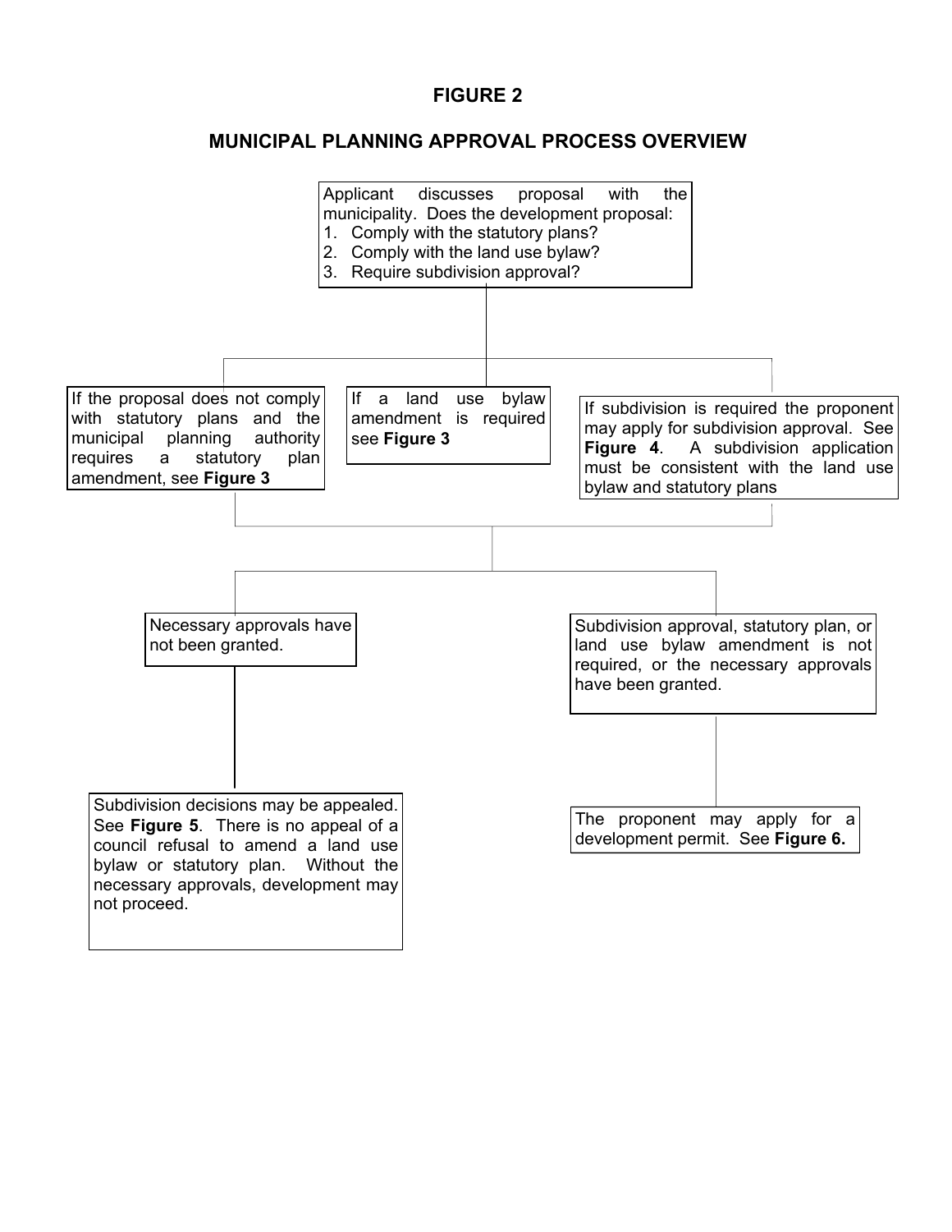# FIGURE 2

## MUNICIPAL PLANNING APPROVAL PROCESS OVERVIEW

Applicant discusses proposal with the municipality. Does the development proposal:

1. Comply with the statutory plans?
2. Comply with the land use bylaw?
3. Require subdivision approval?

If the proposal does not comply with statutory plans and the municipal planning authority requires a statutory plan amendment, see **Figure 3**

If a land use bylaw amendment is required see **Figure 3**

If subdivision is required the proponent may apply for subdivision approval. See **Figure 4**. A subdivision application must be consistent with the land use bylaw and statutory plans

Necessary approvals have not been granted.

Subdivision decisions may be appealed. See **Figure 5**. There is no appeal of a council refusal to amend a land use bylaw or statutory plan. Without the necessary approvals, development may not proceed.

Subdivision approval, statutory plan, or land use bylaw amendment is not required, or the necessary approvals have been granted.

The proponent may apply for a development permit. See **Figure 6.**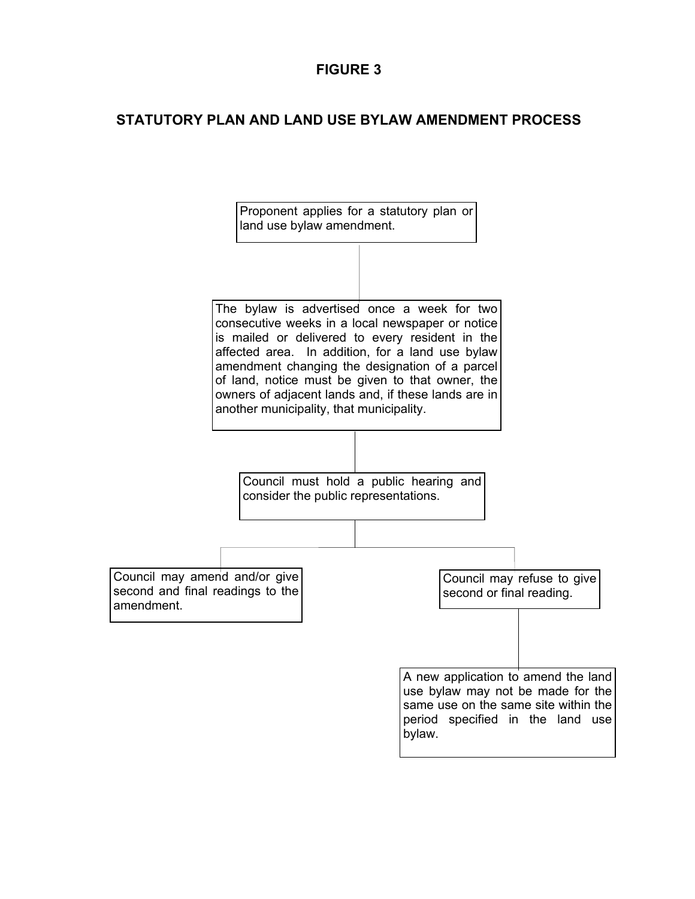# FIGURE 3

## STATUTORY PLAN AND LAND USE BYLAW AMENDMENT PROCESS

Proponent applies for a statutory plan or land use bylaw amendment.

The bylaw is advertised once a week for two consecutive weeks in a local newspaper or notice is mailed or delivered to every resident in the affected area. In addition, for a land use bylaw amendment changing the designation of a parcel of land, notice must be given to that owner, the owners of adjacent lands and, if these lands are in another municipality, that municipality.

Council must hold a public hearing and consider the public representations.

Council may amend and/or give second and final readings to the amendment.

Council may refuse to give second or final reading.

A new application to amend the land use bylaw may not be made for the same use on the same site within the period specified in the land use bylaw.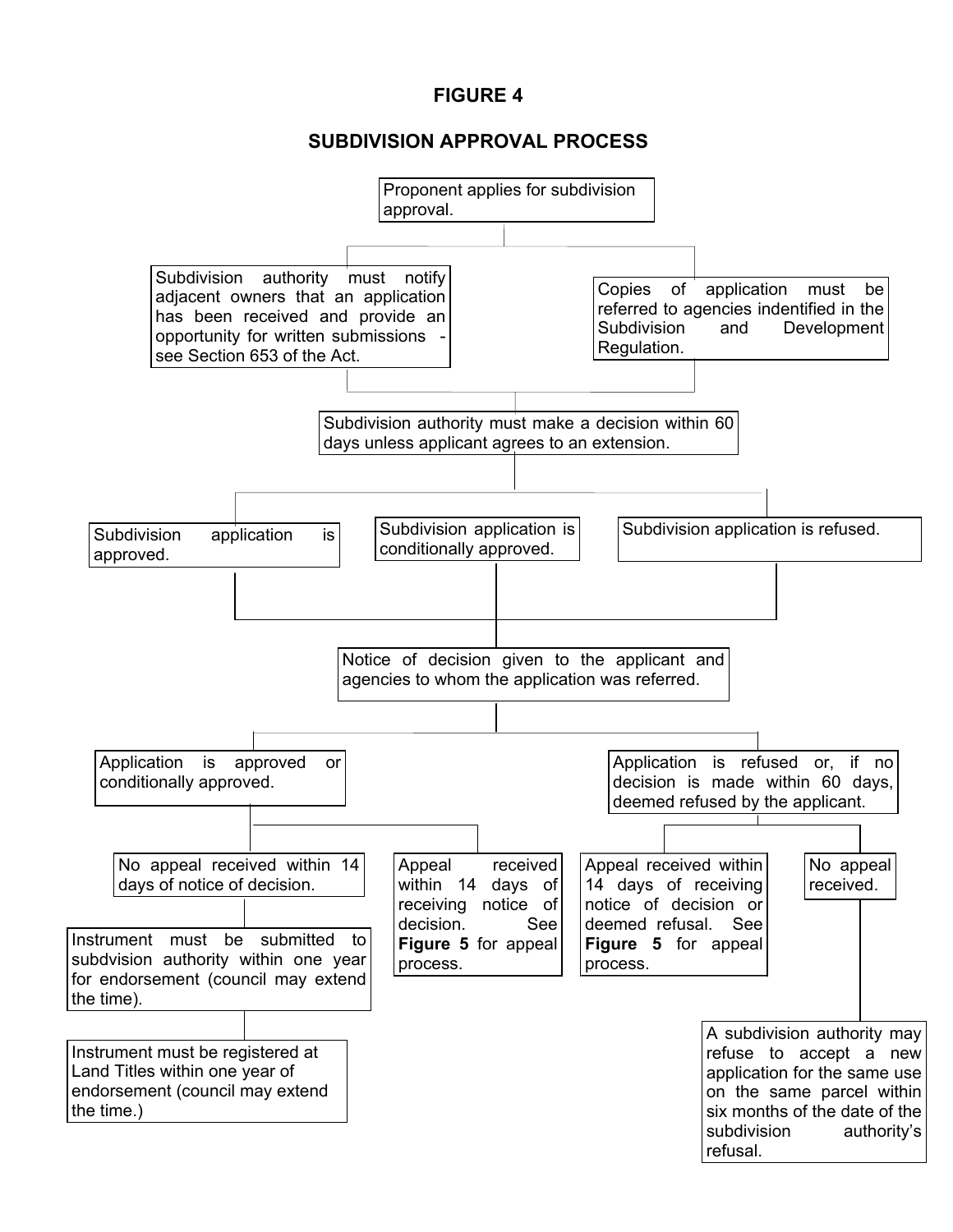**FIGURE 4**

**SUBDIVISION APPROVAL PROCESS**

Proponent applies for subdivision approval.

Subdivision authority must notify adjacent owners that an application has been received and provide an opportunity for written submissions - see Section 653 of the Act.

Copies of application must be referred to agencies indentified in the Subdivision and Development Regulation.

Subdivision authority must make a decision within 60 days unless applicant agrees to an extension.

Subdivision application is approved.

Subdivision application is conditionally approved.

Subdivision application is refused.

Notice of decision given to the applicant and agencies to whom the application was referred.

Application is approved or conditionally approved.

No appeal received within 14 days of notice of decision.

Instrument must be submitted to subdvision authority within one year for endorsement (council may extend the time).

Instrument must be registered at Land Titles within one year of endorsement (council may extend the time.)

Appeal received within 14 days of receiving notice of decision. See **Figure 5** for appeal process.

Application is refused or, if no decision is made within 60 days, deemed refused by the applicant.

Appeal received within 14 days of receiving notice of decision or deemed refusal. See **Figure 5** for appeal process.

No appeal received.

A subdivision authority may refuse to accept a new application for the same use on the same parcel within six months of the date of the subdivision authority's refusal.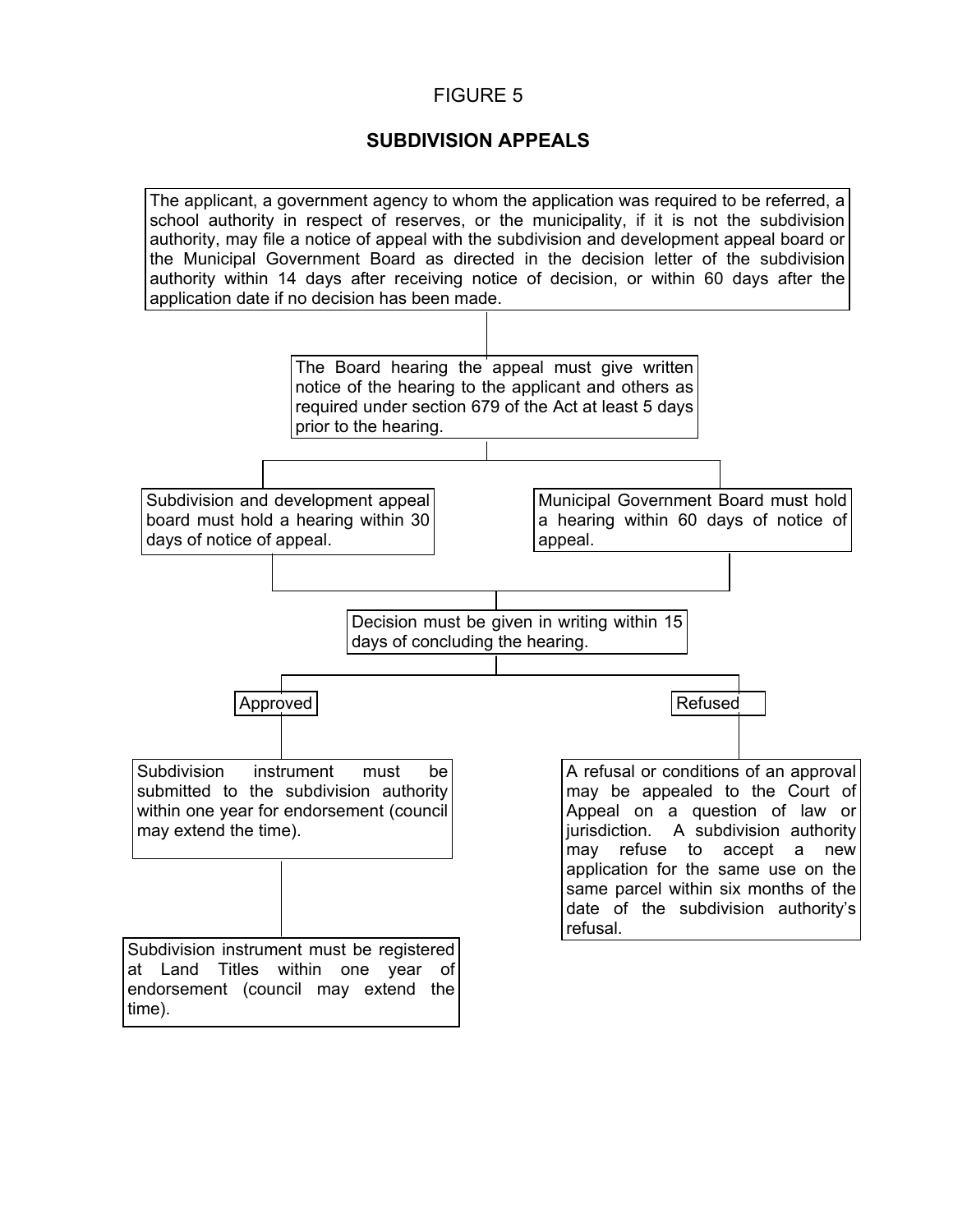FIGURE 5

## SUBDIVISION APPEALS

The applicant, a government agency to whom the application was required to be referred, a school authority in respect of reserves, or the municipality, if it is not the subdivision authority, may file a notice of appeal with the subdivision and development appeal board or the Municipal Government Board as directed in the decision letter of the subdivision authority within 14 days after receiving notice of decision, or within 60 days after the application date if no decision has been made.

The Board hearing the appeal must give written notice of the hearing to the applicant and others as required under section 679 of the Act at least 5 days prior to the hearing.

Subdivision and development appeal board must hold a hearing within 30 days of notice of appeal.

Municipal Government Board must hold a hearing within 60 days of notice of appeal.

Decision must be given in writing within 15 days of concluding the hearing.

**Approved**

Subdivision instrument must be submitted to the subdivision authority within one year for endorsement (council may extend the time).

Subdivision instrument must be registered at Land Titles within one year of endorsement (council may extend the time).

**Refused**

A refusal or conditions of an approval may be appealed to the Court of Appeal on a question of law or jurisdiction. A subdivision authority may refuse to accept a new application for the same use on the same parcel within six months of the date of the subdivision authority's refusal.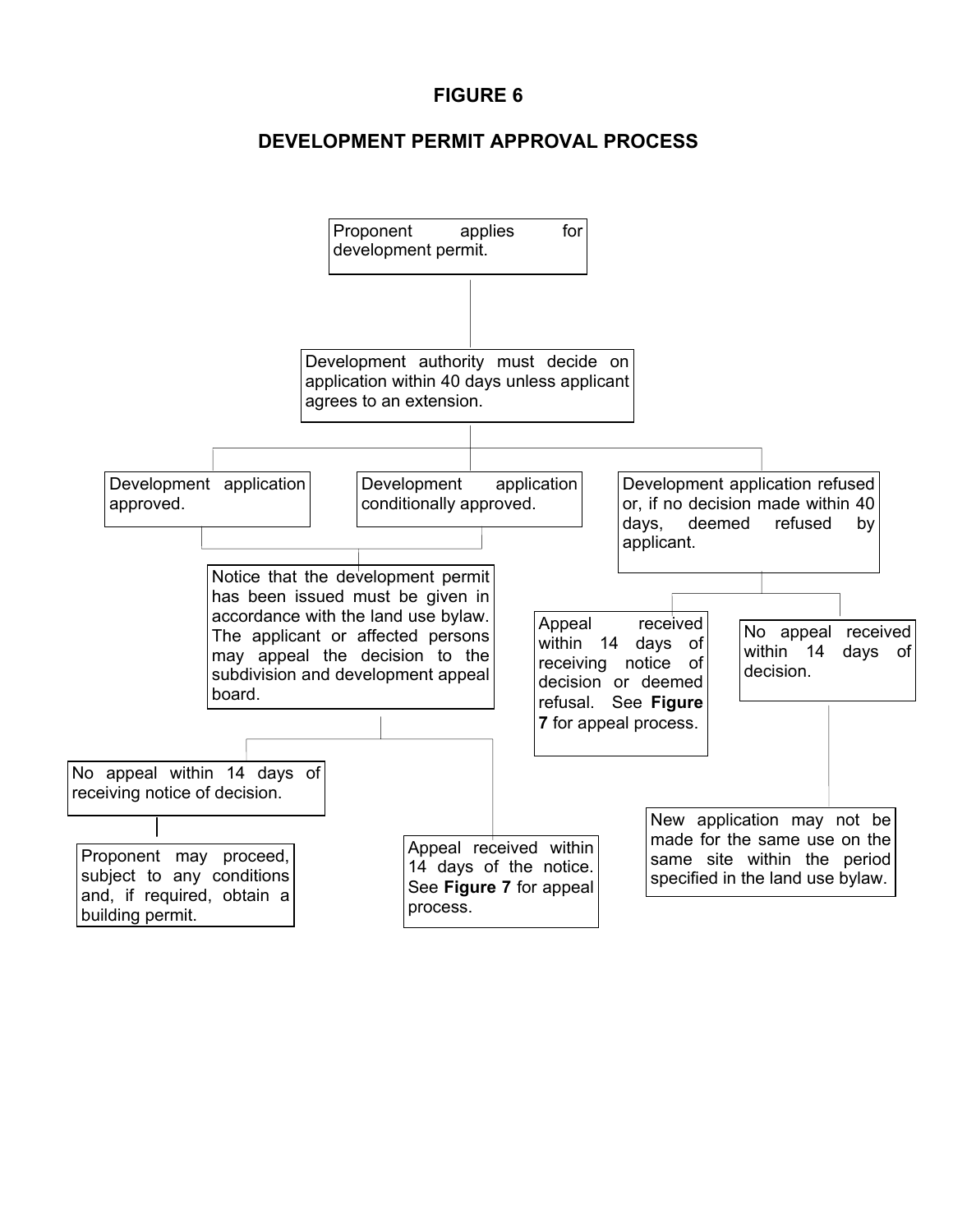# FIGURE 6

## DEVELOPMENT PERMIT APPROVAL PROCESS

Proponent applies for development permit.

Development authority must decide on application within 40 days unless applicant agrees to an extension.

Development application approved.

Development application conditionally approved.

Development application refused or, if no decision made within 40 days, deemed refused by applicant.

Notice that the development permit has been issued must be given in accordance with the land use bylaw. The applicant or affected persons may appeal the decision to the subdivision and development appeal board.

Appeal received within 14 days of receiving notice of decision or deemed refusal. See **Figure 7** for appeal process.

No appeal received within 14 days of decision.

No appeal within 14 days of receiving notice of decision.

Proponent may proceed, subject to any conditions and, if required, obtain a building permit.

Appeal received within 14 days of the notice. See **Figure 7** for appeal process.

New application may not be made for the same use on the same site within the period specified in the land use bylaw.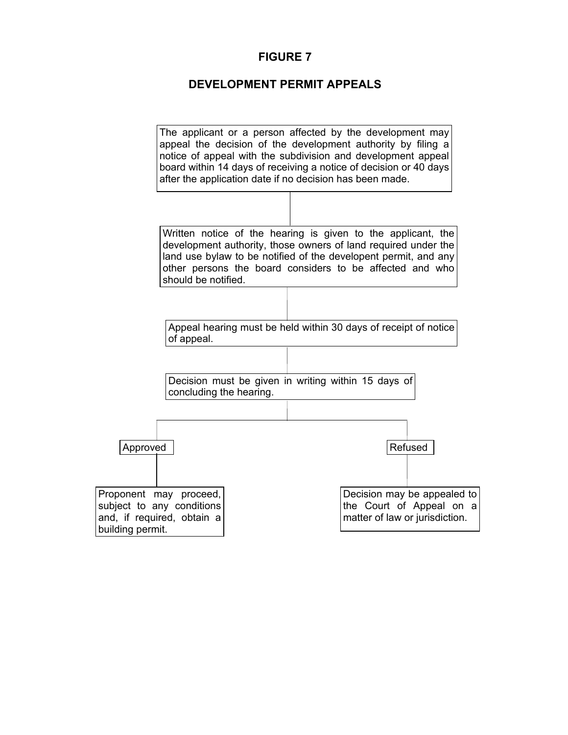## FIGURE 7

## DEVELOPMENT PERMIT APPEALS

The applicant or a person affected by the development may appeal the decision of the development authority by filing a notice of appeal with the subdivision and development appeal board within 14 days of receiving a notice of decision or 40 days after the application date if no decision has been made.

Written notice of the hearing is given to the applicant, the development authority, those owners of land required under the land use bylaw to be notified of the developent permit, and any other persons the board considers to be affected and who should be notified.

Appeal hearing must be held within 30 days of receipt of notice of appeal.

Decision must be given in writing within 15 days of concluding the hearing.

Approved

Proponent may proceed, subject to any conditions and, if required, obtain a building permit.

Refused

Decision may be appealed to the Court of Appeal on a matter of law or jurisdiction.